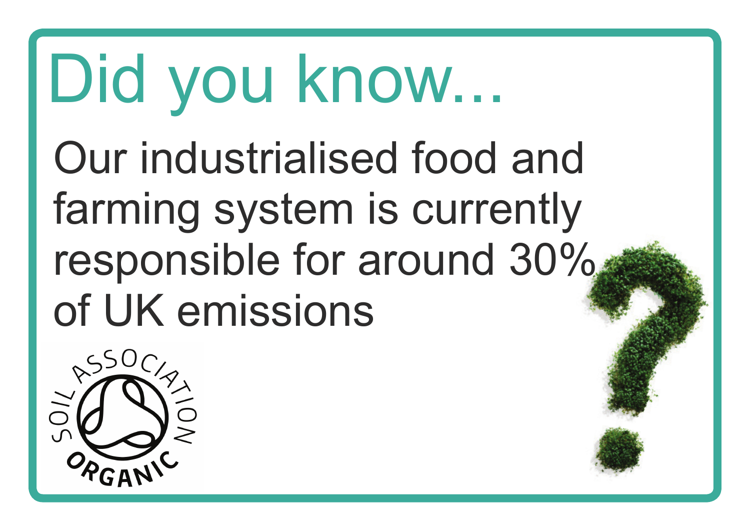# Did you know...

Our industrialised food and farming system is currently responsible for around 30% of UK emissions

SOIL ASSOCIATION ORGANIC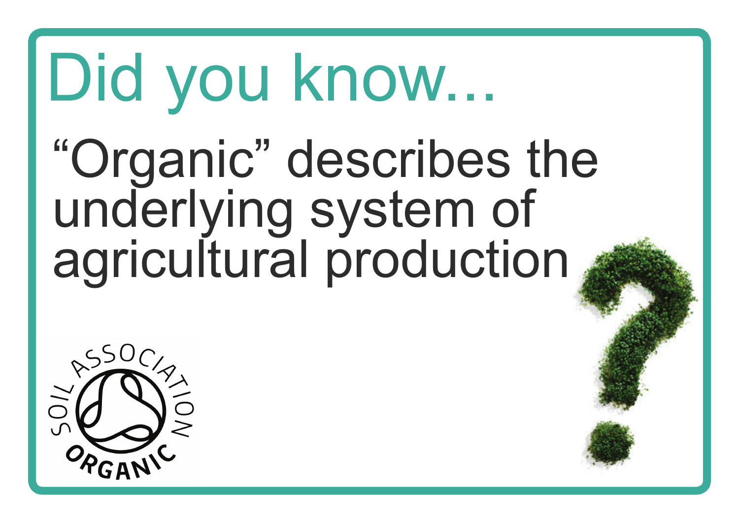# Did you know...

"Organic" describes the underlying system of agricultural production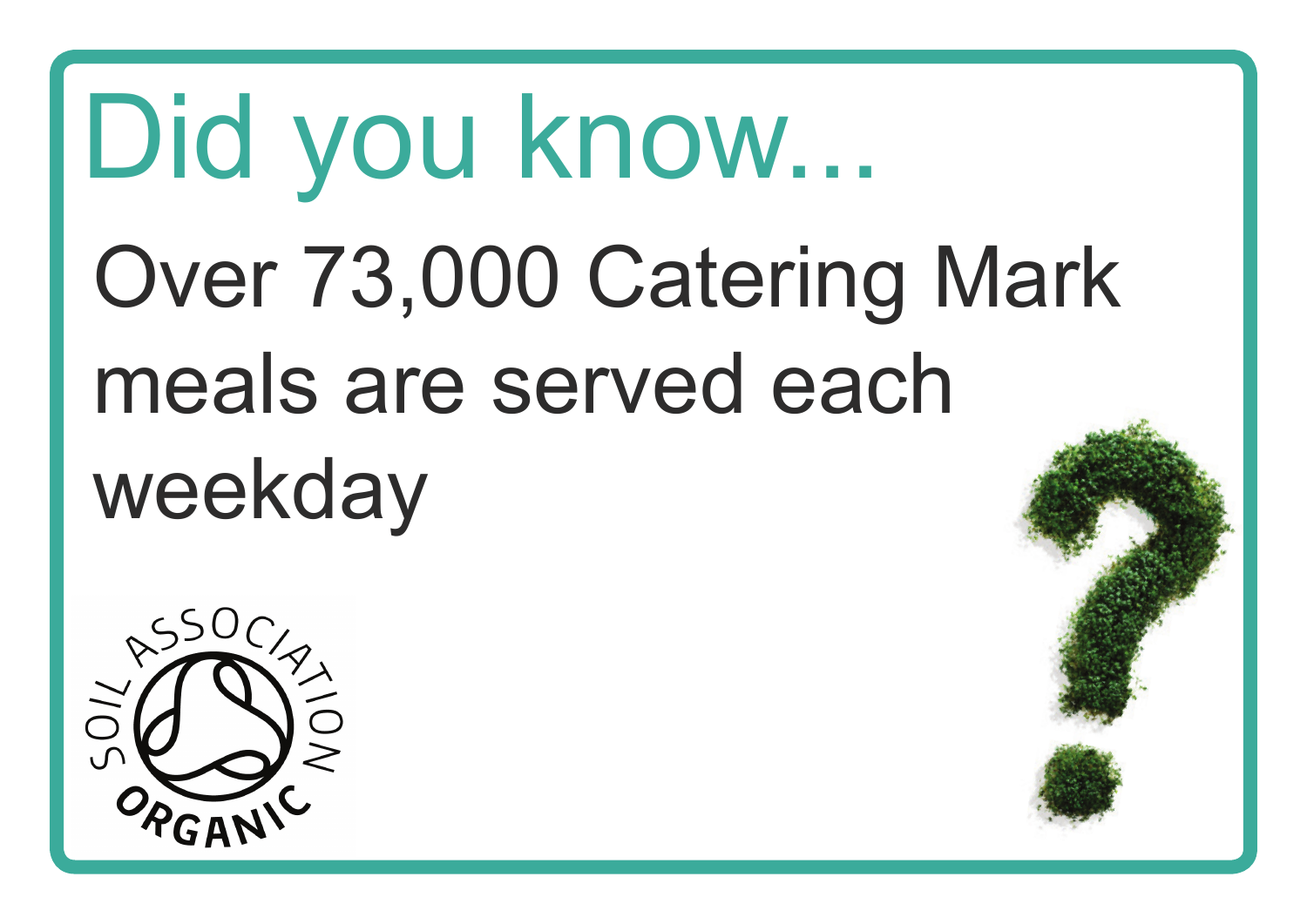# Did you know...

Over 73,000 Catering Mark meals are served each weekday

SOIL ASSOCIATION ORGANIC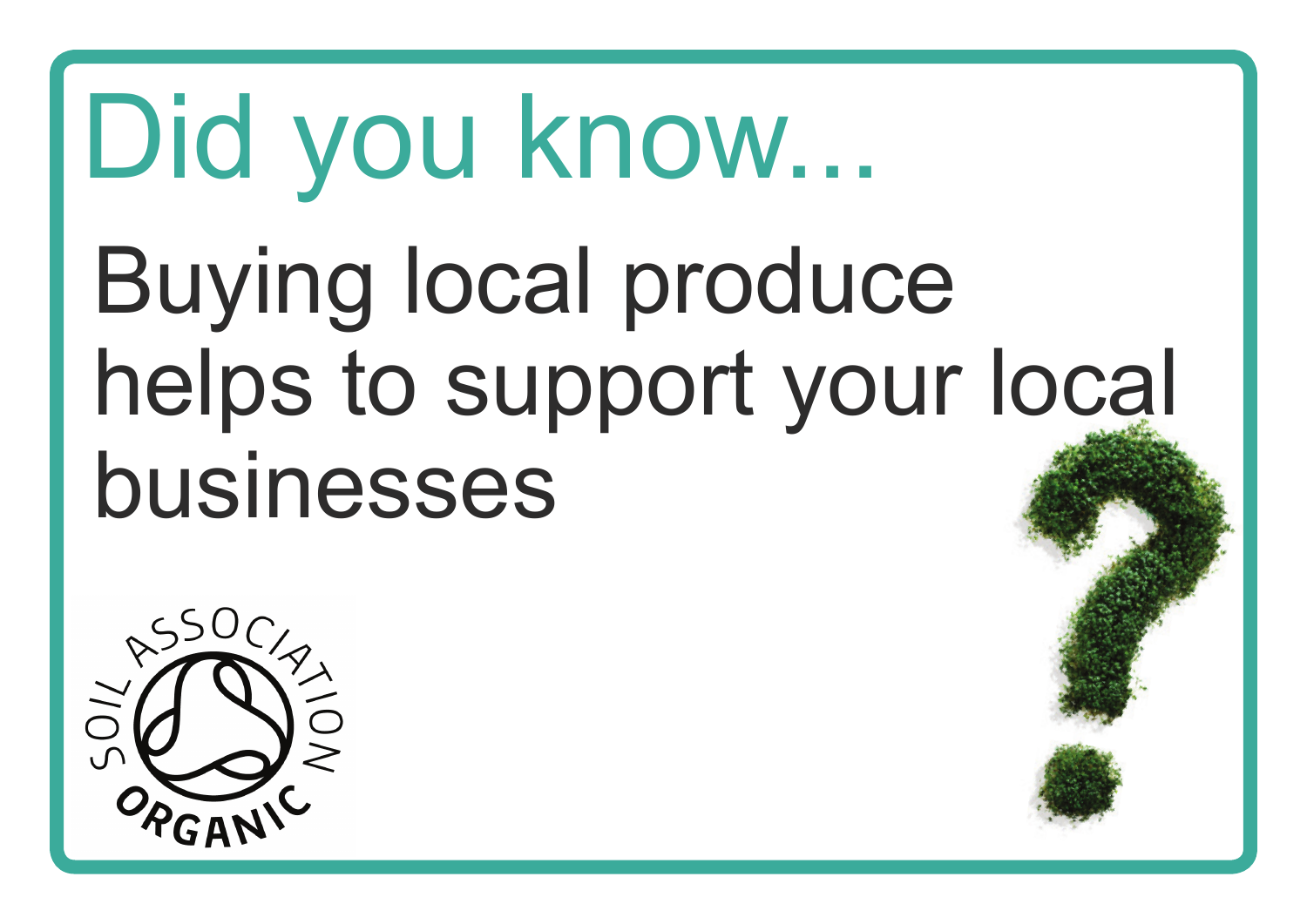# Did you know...

Buying local produce helps to support your local businesses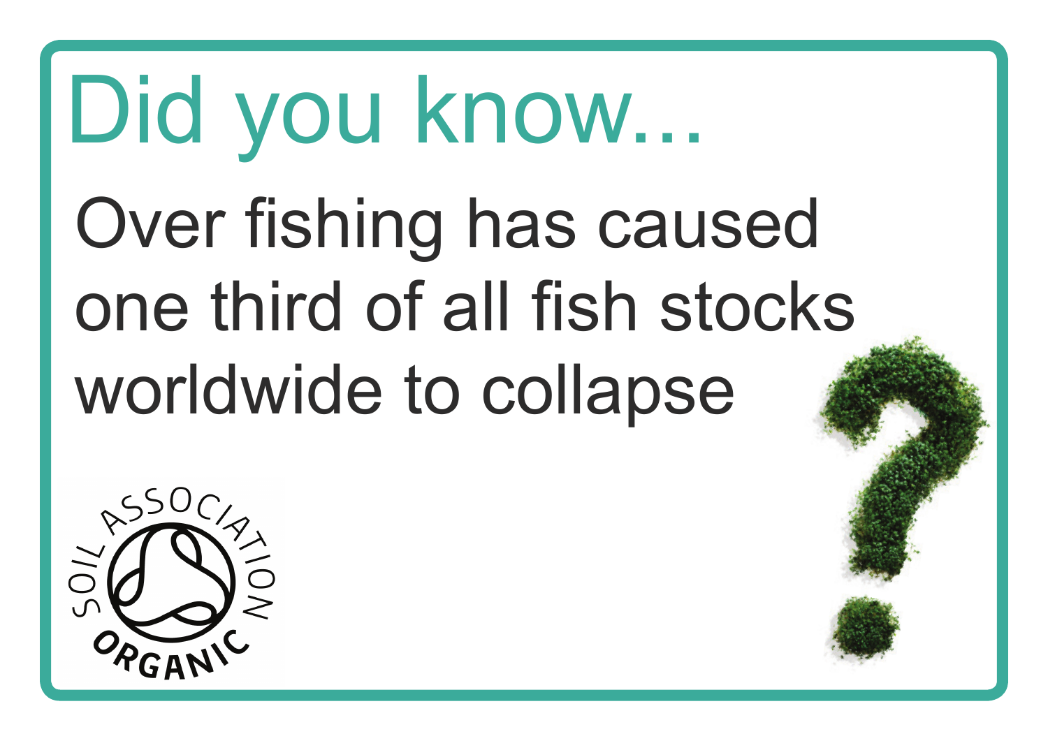# Did you know...

Over fishing has caused one third of all fish stocks worldwide to collapse

SOIL ASSOCIATION ORGANIC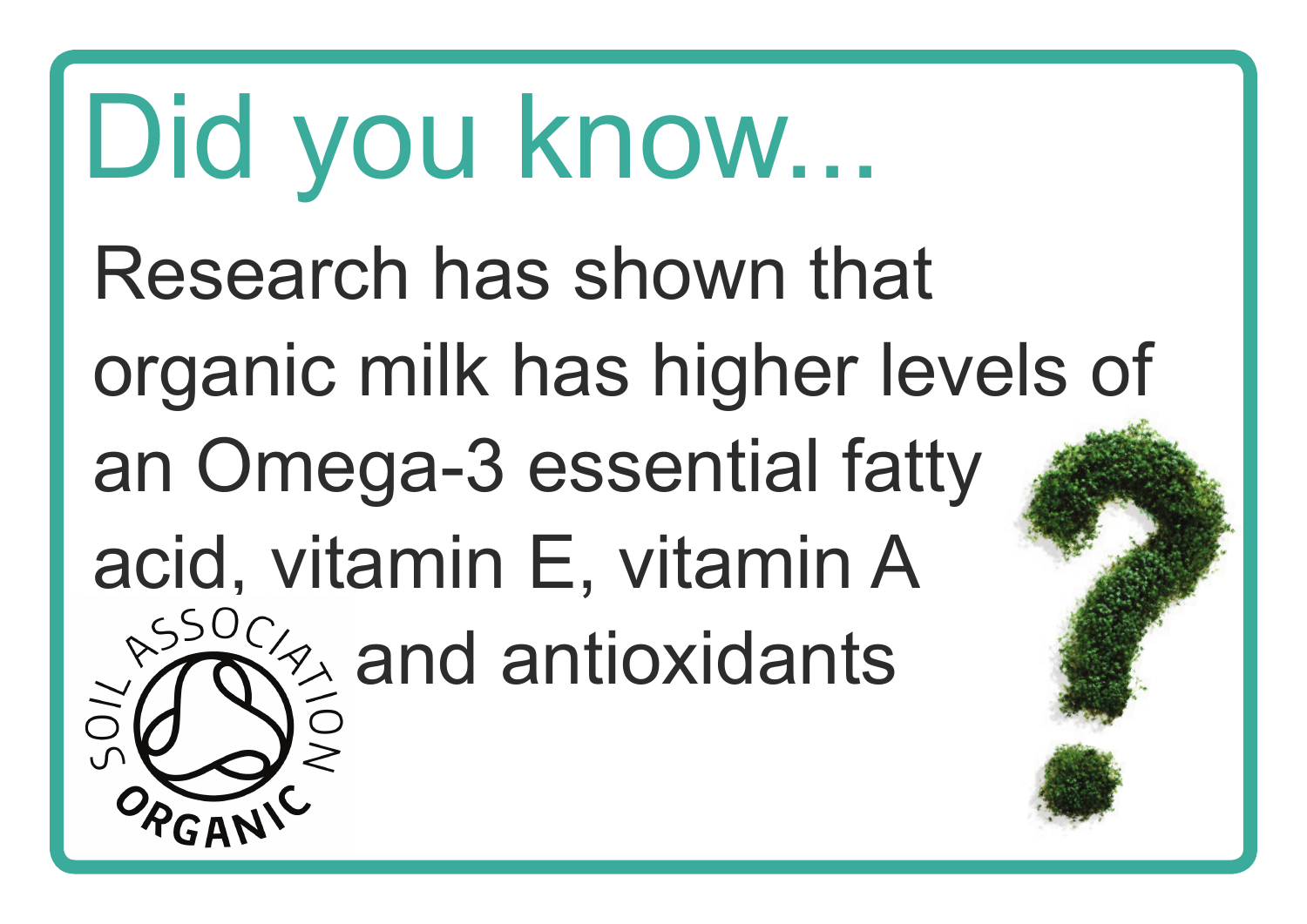# Did you know...

Research has shown that organic milk has higher levels of an Omega-3 essential fatty acid, vitamin E, vitamin A and antioxidants

SOIL ASSOCIATION ORGANIC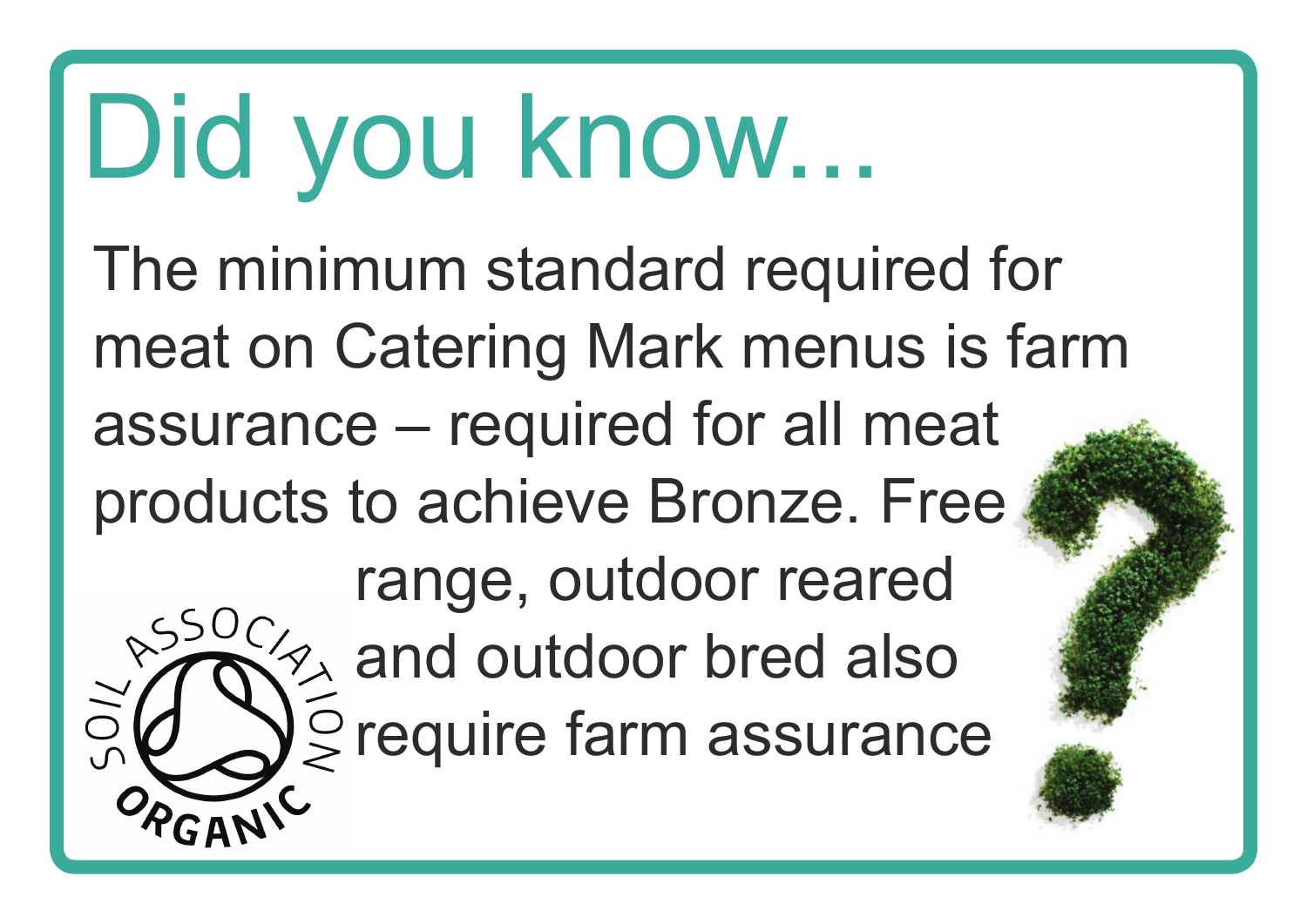# Did you know...

The minimum standard required for meat on Catering Mark menus is farm assurance – required for all meat products to achieve Bronze. Free range, outdoor reared and outdoor bred also require farm assurance

SOIL ASSOCIATION ORGANIC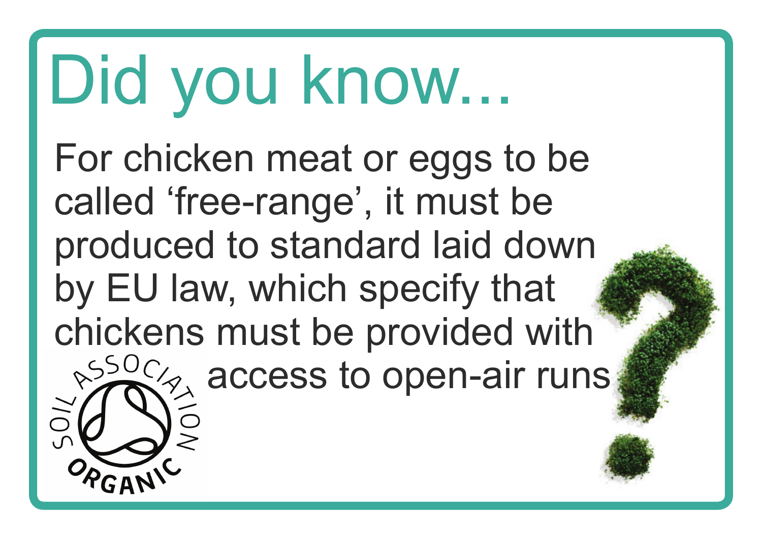# Did you know...

For chicken meat or eggs to be called 'free-range', it must be produced to standard laid down by EU law, which specify that chickens must be provided with access to open-air runs

SOIL ASSOCIATION ORGANIC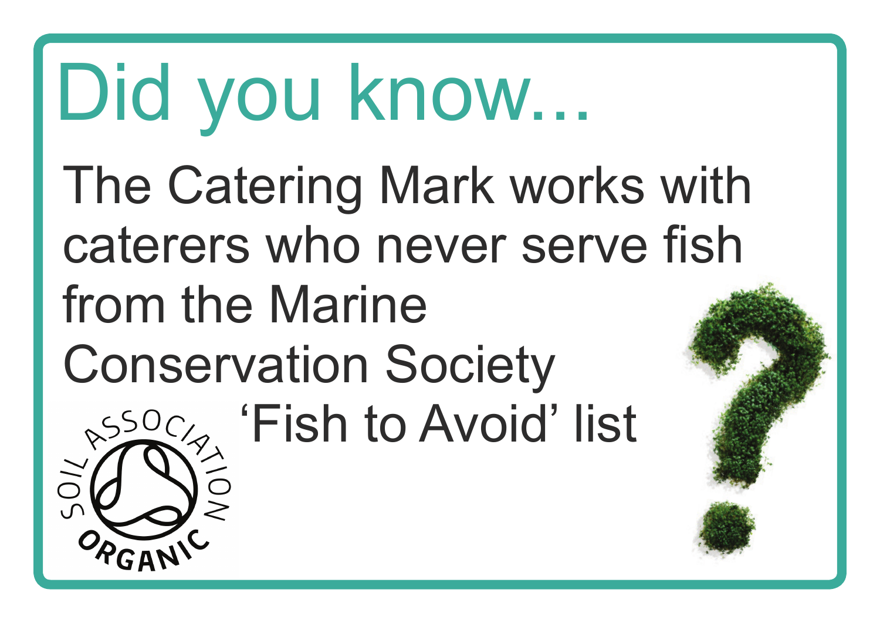# Did you know...

The Catering Mark works with caterers who never serve fish from the Marine Conservation Society 'Fish to Avoid' list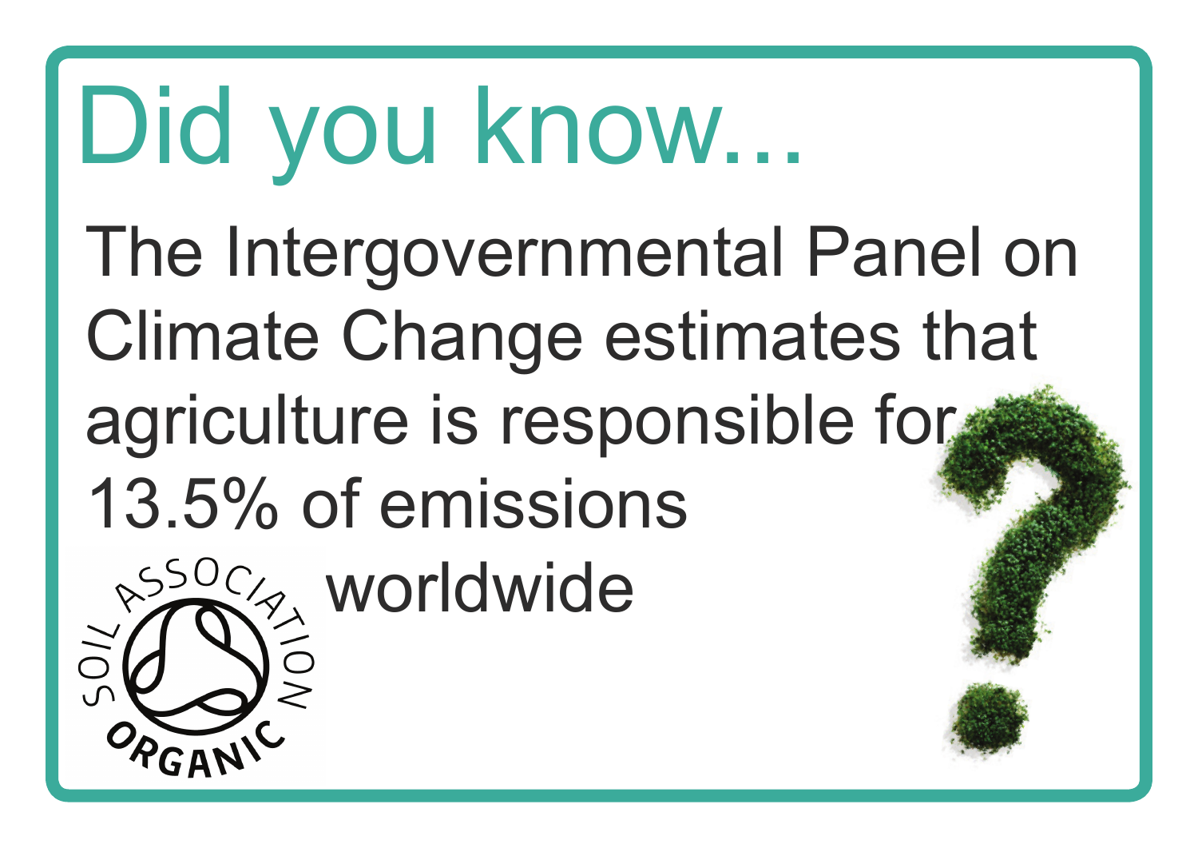# Did you know...

The Intergovernmental Panel on Climate Change estimates that agriculture is responsible for 13.5% of emissions worldwide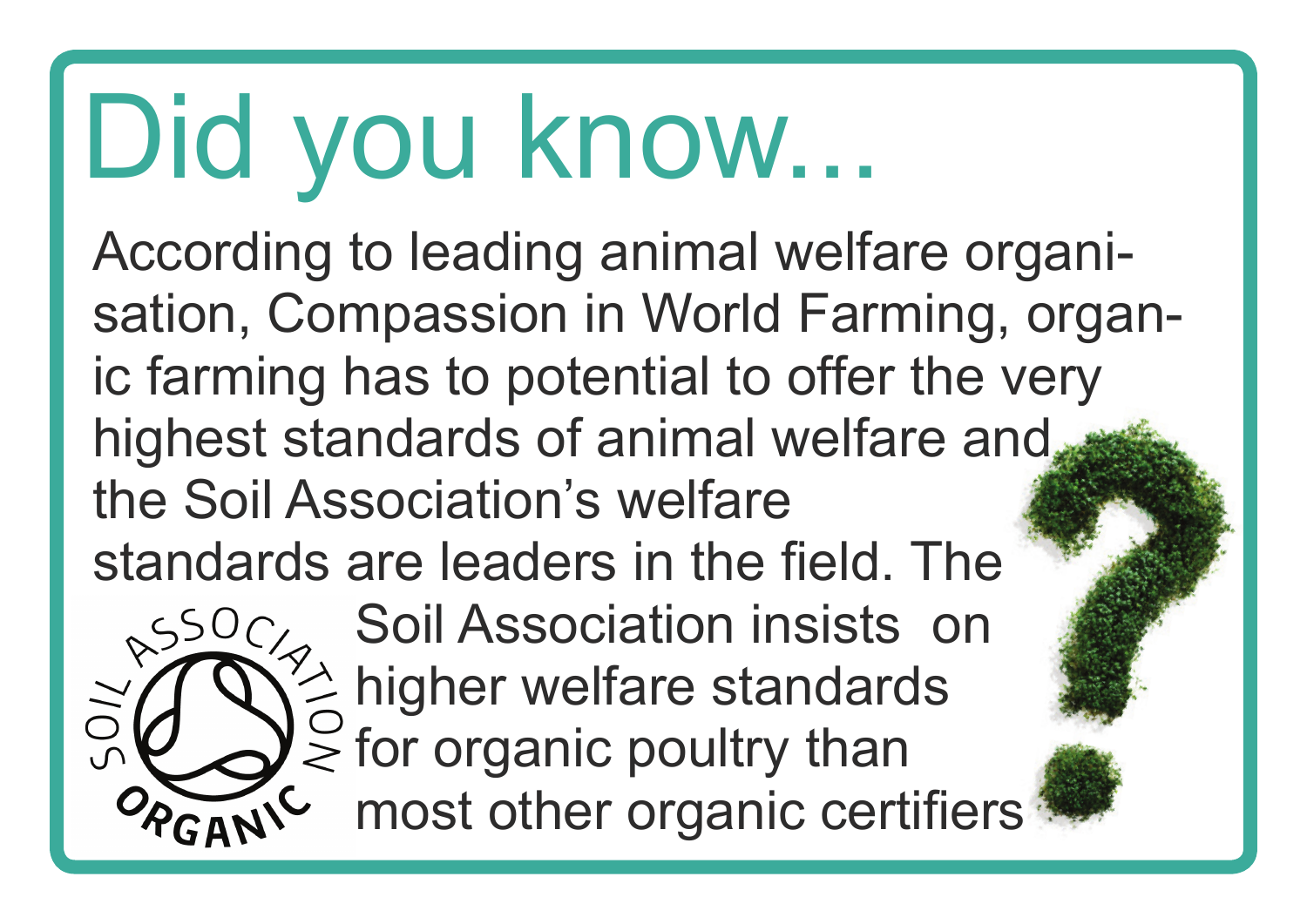# Did you know...

According to leading animal welfare organisation, Compassion in World Farming, organic farming has to potential to offer the very highest standards of animal welfare and the Soil Association's welfare standards are leaders in the field. The Soil Association insists on higher welfare standards for organic poultry than most other organic certifiers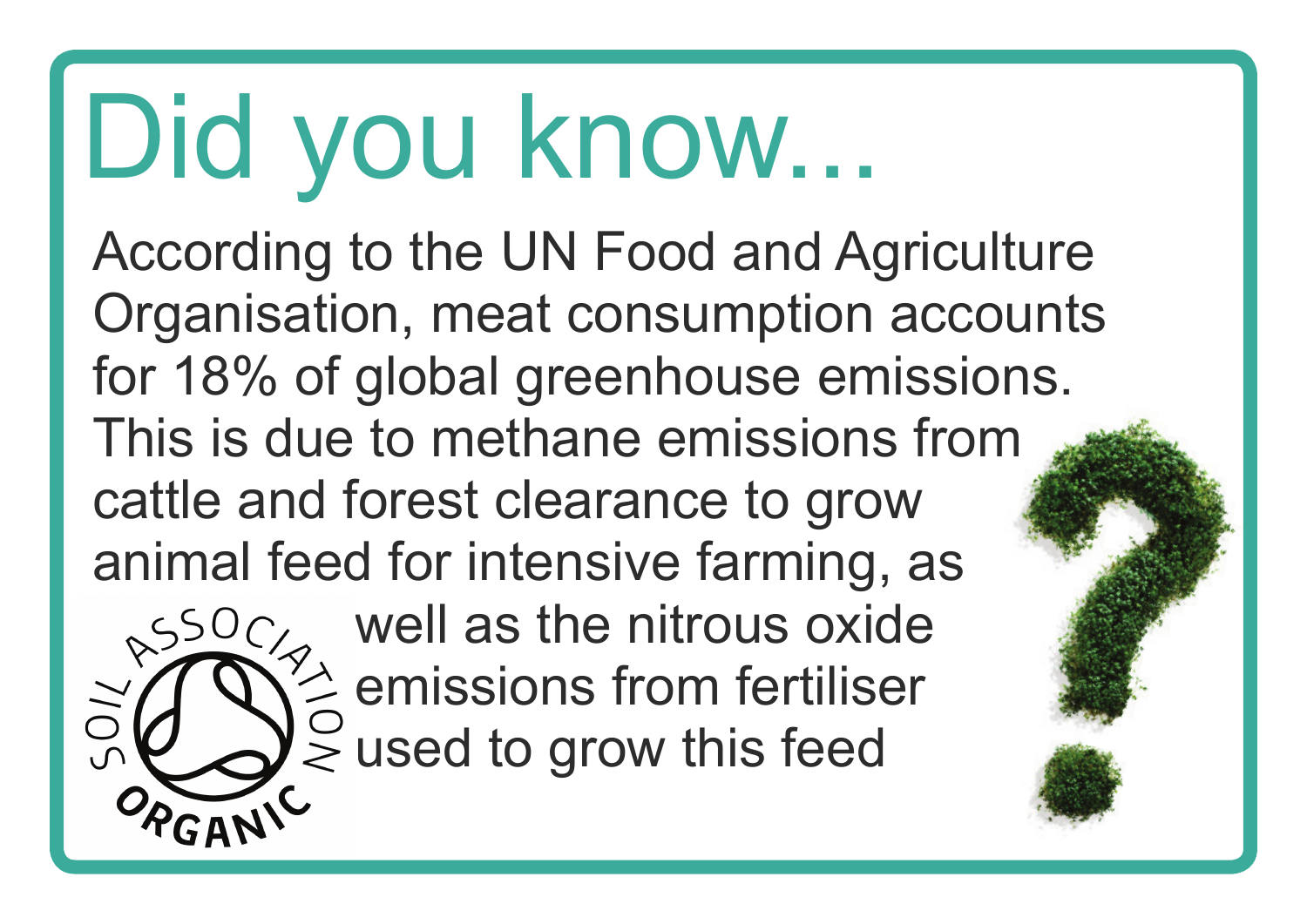# Did you know...

According to the UN Food and Agriculture Organisation, meat consumption accounts for 18% of global greenhouse emissions. This is due to methane emissions from cattle and forest clearance to grow animal feed for intensive farming, as well as the nitrous oxide emissions from fertiliser used to grow this feed

SOIL ASSOCIATION ORGANIC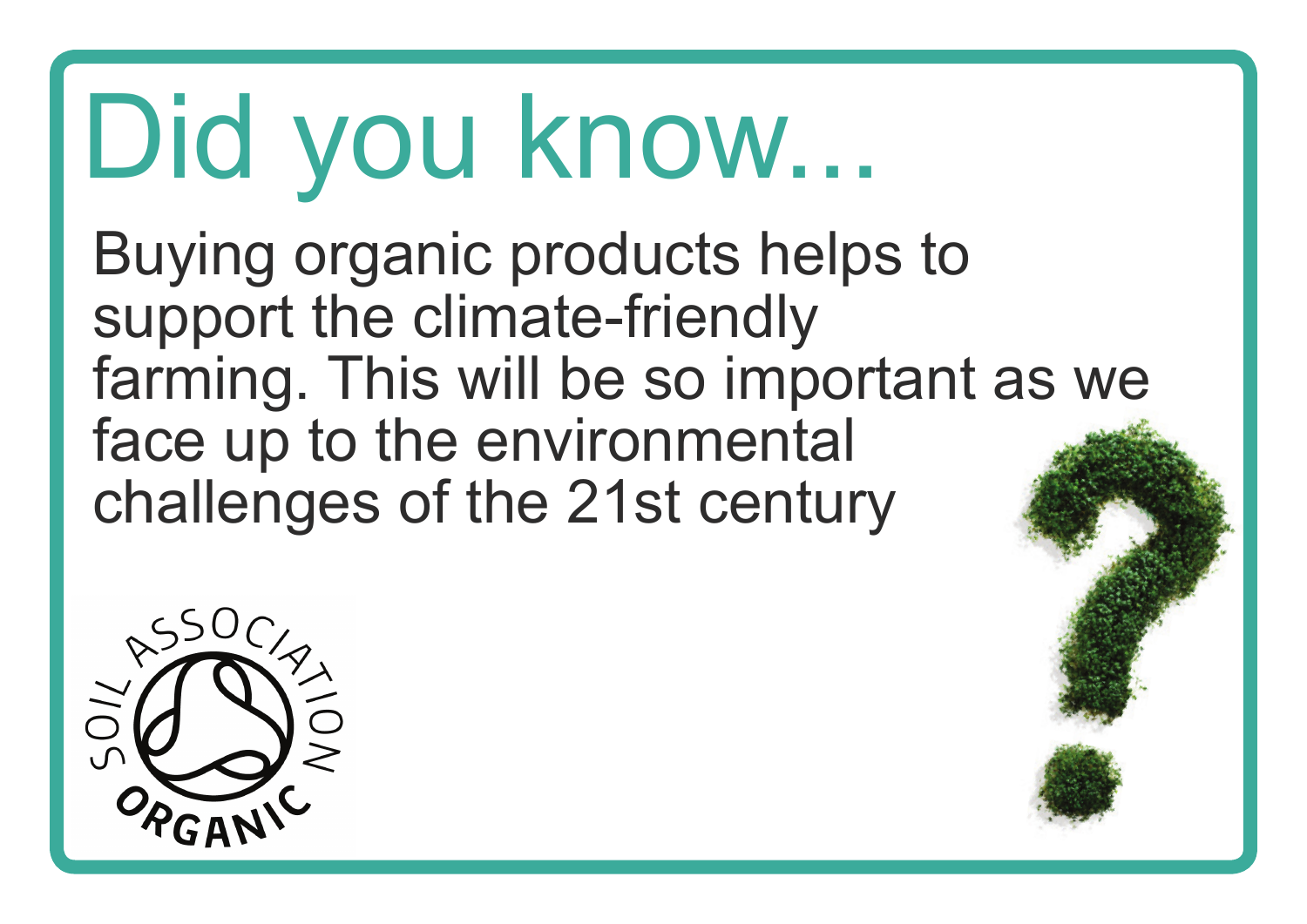# Did you know...

Buying organic products helps to support the climate-friendly farming. This will be so important as we face up to the environmental challenges of the 21st century

SOIL ASSOCIATION ORGANIC